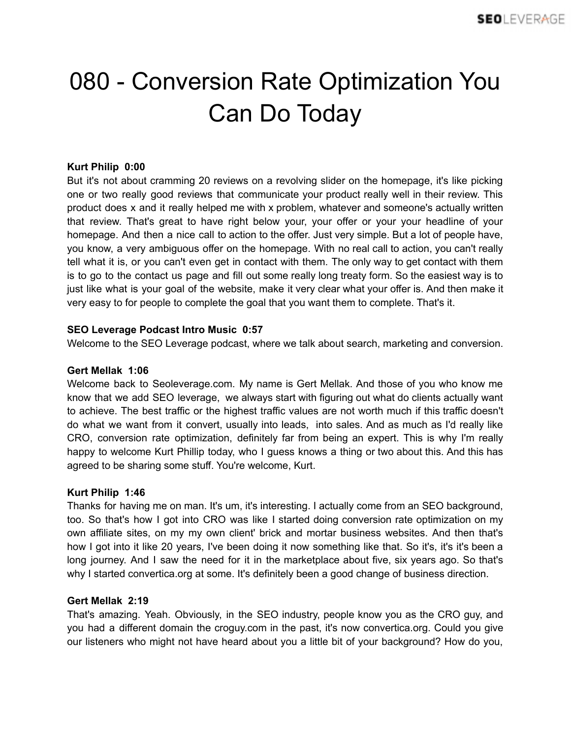# 080 - Conversion Rate Optimization You Can Do Today

**Kurt Philip 0:00**
But it's not about cramming 20 reviews on a revolving slider on the homepage, it's like picking one or two really good reviews that communicate your product really well in their review. This product does x and it really helped me with x problem, whatever and someone's actually written that review. That's great to have right below your, your offer or your your headline of your homepage. And then a nice call to action to the offer. Just very simple. But a lot of people have, you know, a very ambiguous offer on the homepage. With no real call to action, you can't really tell what it is, or you can't even get in contact with them. The only way to get contact with them is to go to the contact us page and fill out some really long treaty form. So the easiest way is to just like what is your goal of the website, make it very clear what your offer is. And then make it very easy to for people to complete the goal that you want them to complete. That's it.

**SEO Leverage Podcast Intro Music 0:57**
Welcome to the SEO Leverage podcast, where we talk about search, marketing and conversion.

**Gert Mellak 1:06**
Welcome back to Seoleverage.com. My name is Gert Mellak. And those of you who know me know that we add SEO leverage, we always start with figuring out what do clients actually want to achieve. The best traffic or the highest traffic values are not worth much if this traffic doesn't do what we want from it convert, usually into leads, into sales. And as much as I'd really like CRO, conversion rate optimization, definitely far from being an expert. This is why I'm really happy to welcome Kurt Phillip today, who I guess knows a thing or two about this. And this has agreed to be sharing some stuff. You're welcome, Kurt.

**Kurt Philip 1:46**
Thanks for having me on man. It's um, it's interesting. I actually come from an SEO background, too. So that's how I got into CRO was like I started doing conversion rate optimization on my own affiliate sites, on my my own client' brick and mortar business websites. And then that's how I got into it like 20 years, I've been doing it now something like that. So it's, it's it's been a long journey. And I saw the need for it in the marketplace about five, six years ago. So that's why I started convertica.org at some. It's definitely been a good change of business direction.

**Gert Mellak 2:19**
That's amazing. Yeah. Obviously, in the SEO industry, people know you as the CRO guy, and you had a different domain the croguy.com in the past, it's now convertica.org. Could you give our listeners who might not have heard about you a little bit of your background? How do you,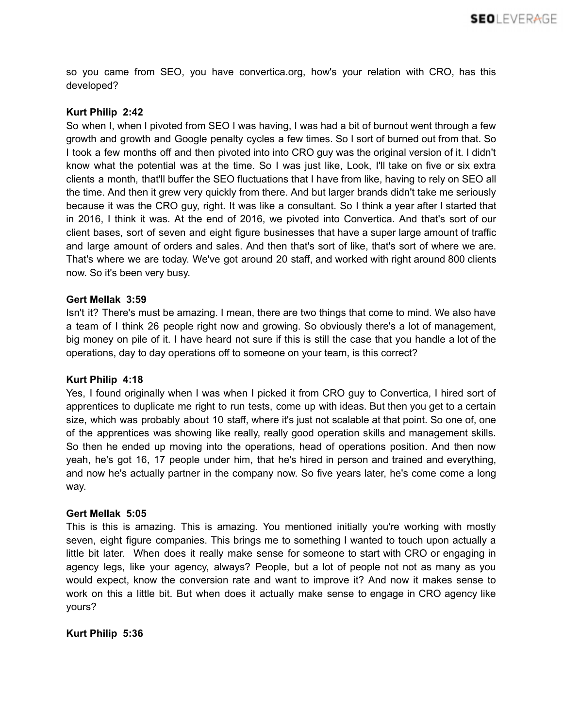so you came from SEO, you have convertica.org, how's your relation with CRO, has this developed?

**Kurt Philip 2:42**

So when I, when I pivoted from SEO I was having, I was had a bit of burnout went through a few growth and growth and Google penalty cycles a few times. So I sort of burned out from that. So I took a few months off and then pivoted into into CRO guy was the original version of it. I didn't know what the potential was at the time. So I was just like, Look, I'll take on five or six extra clients a month, that'll buffer the SEO fluctuations that I have from like, having to rely on SEO all the time. And then it grew very quickly from there. And but larger brands didn't take me seriously because it was the CRO guy, right. It was like a consultant. So I think a year after I started that in 2016, I think it was. At the end of 2016, we pivoted into Convertica. And that's sort of our client bases, sort of seven and eight figure businesses that have a super large amount of traffic and large amount of orders and sales. And then that's sort of like, that's sort of where we are. That's where we are today. We've got around 20 staff, and worked with right around 800 clients now. So it's been very busy.

**Gert Mellak 3:59**

Isn't it? There's must be amazing. I mean, there are two things that come to mind. We also have a team of I think 26 people right now and growing. So obviously there's a lot of management, big money on pile of it. I have heard not sure if this is still the case that you handle a lot of the operations, day to day operations off to someone on your team, is this correct?

**Kurt Philip 4:18**

Yes, I found originally when I was when I picked it from CRO guy to Convertica, I hired sort of apprentices to duplicate me right to run tests, come up with ideas. But then you get to a certain size, which was probably about 10 staff, where it's just not scalable at that point. So one of, one of the apprentices was showing like really, really good operation skills and management skills. So then he ended up moving into the operations, head of operations position. And then now yeah, he's got 16, 17 people under him, that he's hired in person and trained and everything, and now he's actually partner in the company now. So five years later, he's come come a long way.

**Gert Mellak 5:05**

This is this is amazing. This is amazing. You mentioned initially you're working with mostly seven, eight figure companies. This brings me to something I wanted to touch upon actually a little bit later. When does it really make sense for someone to start with CRO or engaging in agency legs, like your agency, always? People, but a lot of people not not as many as you would expect, know the conversion rate and want to improve it? And now it makes sense to work on this a little bit. But when does it actually make sense to engage in CRO agency like yours?

**Kurt Philip 5:36**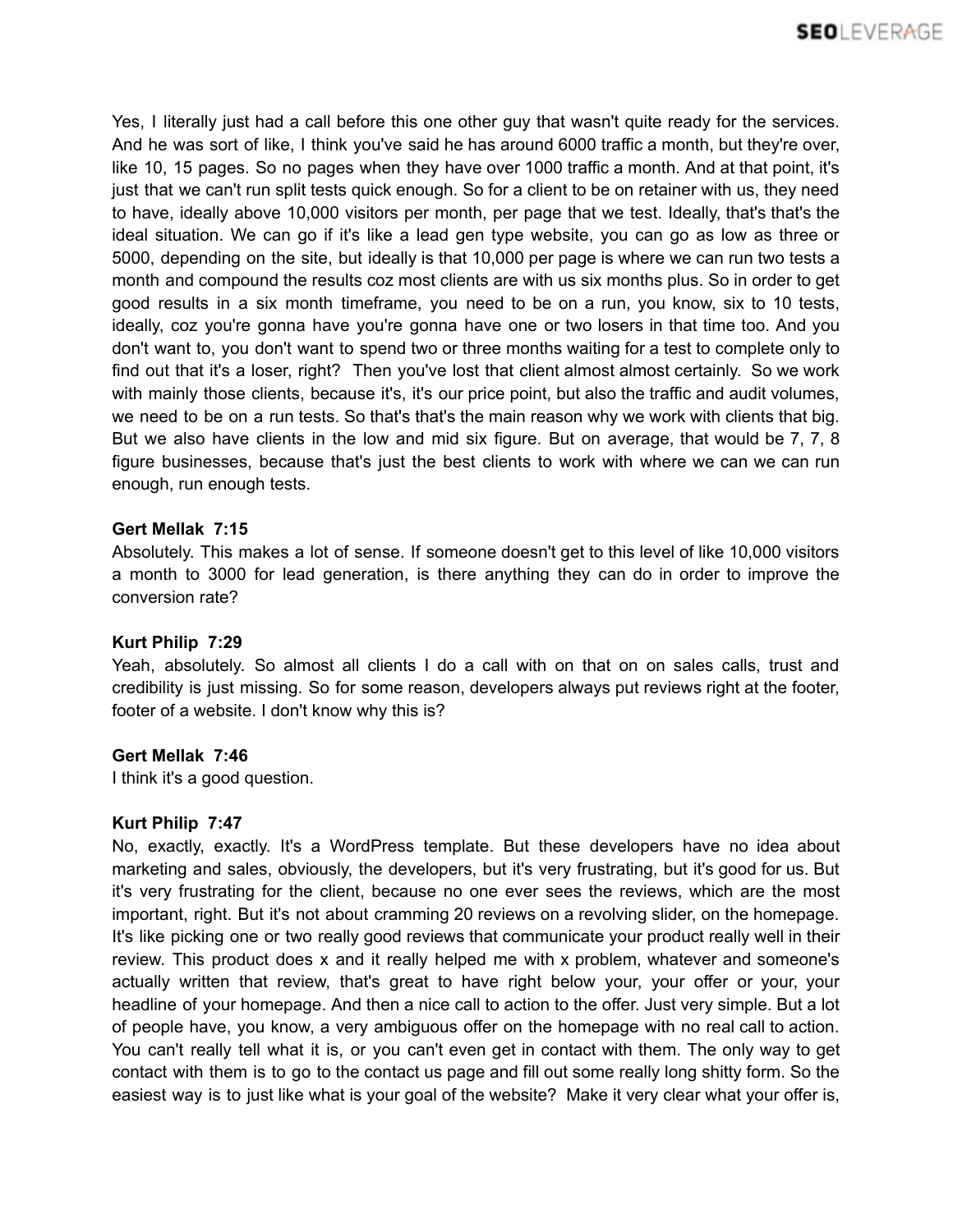Yes, I literally just had a call before this one other guy that wasn't quite ready for the services. And he was sort of like, I think you've said he has around 6000 traffic a month, but they're over, like 10, 15 pages. So no pages when they have over 1000 traffic a month. And at that point, it's just that we can't run split tests quick enough. So for a client to be on retainer with us, they need to have, ideally above 10,000 visitors per month, per page that we test. Ideally, that's that's the ideal situation. We can go if it's like a lead gen type website, you can go as low as three or 5000, depending on the site, but ideally is that 10,000 per page is where we can run two tests a month and compound the results coz most clients are with us six months plus. So in order to get good results in a six month timeframe, you need to be on a run, you know, six to 10 tests, ideally, coz you're gonna have you're gonna have one or two losers in that time too. And you don't want to, you don't want to spend two or three months waiting for a test to complete only to find out that it's a loser, right? Then you've lost that client almost almost certainly. So we work with mainly those clients, because it's, it's our price point, but also the traffic and audit volumes, we need to be on a run tests. So that's that's the main reason why we work with clients that big. But we also have clients in the low and mid six figure. But on average, that would be 7, 7, 8 figure businesses, because that's just the best clients to work with where we can we can run enough, run enough tests.

**Gert Mellak 7:15**
Absolutely. This makes a lot of sense. If someone doesn't get to this level of like 10,000 visitors a month to 3000 for lead generation, is there anything they can do in order to improve the conversion rate?

**Kurt Philip 7:29**
Yeah, absolutely. So almost all clients I do a call with on that on on sales calls, trust and credibility is just missing. So for some reason, developers always put reviews right at the footer, footer of a website. I don't know why this is?

**Gert Mellak 7:46**
I think it's a good question.

**Kurt Philip 7:47**
No, exactly, exactly. It's a WordPress template. But these developers have no idea about marketing and sales, obviously, the developers, but it's very frustrating, but it's good for us. But it's very frustrating for the client, because no one ever sees the reviews, which are the most important, right. But it's not about cramming 20 reviews on a revolving slider, on the homepage. It's like picking one or two really good reviews that communicate your product really well in their review. This product does x and it really helped me with x problem, whatever and someone's actually written that review, that's great to have right below your, your offer or your, your headline of your homepage. And then a nice call to action to the offer. Just very simple. But a lot of people have, you know, a very ambiguous offer on the homepage with no real call to action. You can't really tell what it is, or you can't even get in contact with them. The only way to get contact with them is to go to the contact us page and fill out some really long shitty form. So the easiest way is to just like what is your goal of the website? Make it very clear what your offer is,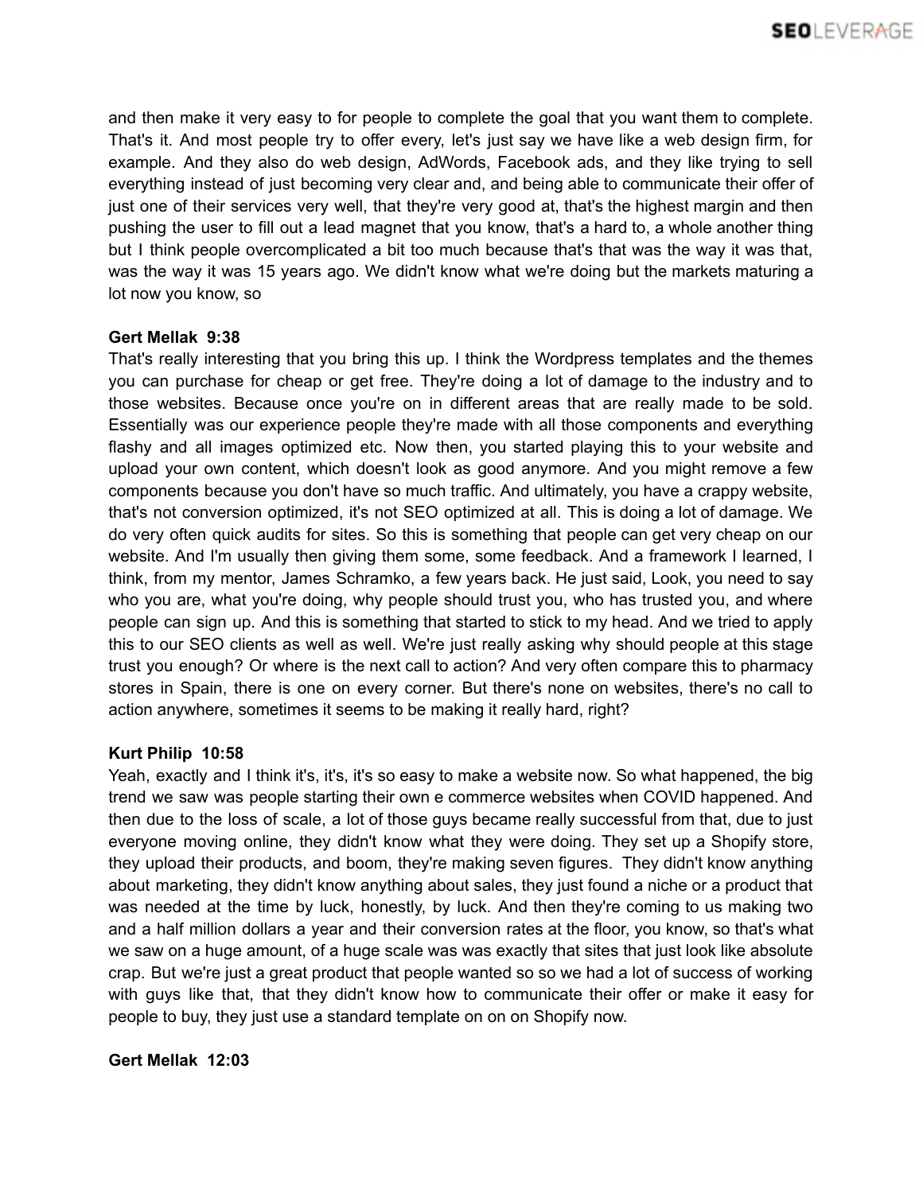and then make it very easy to for people to complete the goal that you want them to complete. That's it. And most people try to offer every, let's just say we have like a web design firm, for example. And they also do web design, AdWords, Facebook ads, and they like trying to sell everything instead of just becoming very clear and, and being able to communicate their offer of just one of their services very well, that they're very good at, that's the highest margin and then pushing the user to fill out a lead magnet that you know, that's a hard to, a whole another thing but I think people overcomplicated a bit too much because that's that was the way it was that, was the way it was 15 years ago. We didn't know what we're doing but the markets maturing a lot now you know, so

**Gert Mellak 9:38**
That's really interesting that you bring this up. I think the Wordpress templates and the themes you can purchase for cheap or get free. They're doing a lot of damage to the industry and to those websites. Because once you're on in different areas that are really made to be sold. Essentially was our experience people they're made with all those components and everything flashy and all images optimized etc. Now then, you started playing this to your website and upload your own content, which doesn't look as good anymore. And you might remove a few components because you don't have so much traffic. And ultimately, you have a crappy website, that's not conversion optimized, it's not SEO optimized at all. This is doing a lot of damage. We do very often quick audits for sites. So this is something that people can get very cheap on our website. And I'm usually then giving them some, some feedback. And a framework I learned, I think, from my mentor, James Schramko, a few years back. He just said, Look, you need to say who you are, what you're doing, why people should trust you, who has trusted you, and where people can sign up. And this is something that started to stick to my head. And we tried to apply this to our SEO clients as well as well. We're just really asking why should people at this stage trust you enough? Or where is the next call to action? And very often compare this to pharmacy stores in Spain, there is one on every corner. But there's none on websites, there's no call to action anywhere, sometimes it seems to be making it really hard, right?

**Kurt Philip 10:58**
Yeah, exactly and I think it's, it's, it's so easy to make a website now. So what happened, the big trend we saw was people starting their own e commerce websites when COVID happened. And then due to the loss of scale, a lot of those guys became really successful from that, due to just everyone moving online, they didn't know what they were doing. They set up a Shopify store, they upload their products, and boom, they're making seven figures. They didn't know anything about marketing, they didn't know anything about sales, they just found a niche or a product that was needed at the time by luck, honestly, by luck. And then they're coming to us making two and a half million dollars a year and their conversion rates at the floor, you know, so that's what we saw on a huge amount, of a huge scale was was exactly that sites that just look like absolute crap. But we're just a great product that people wanted so so we had a lot of success of working with guys like that, that they didn't know how to communicate their offer or make it easy for people to buy, they just use a standard template on on on Shopify now.

**Gert Mellak 12:03**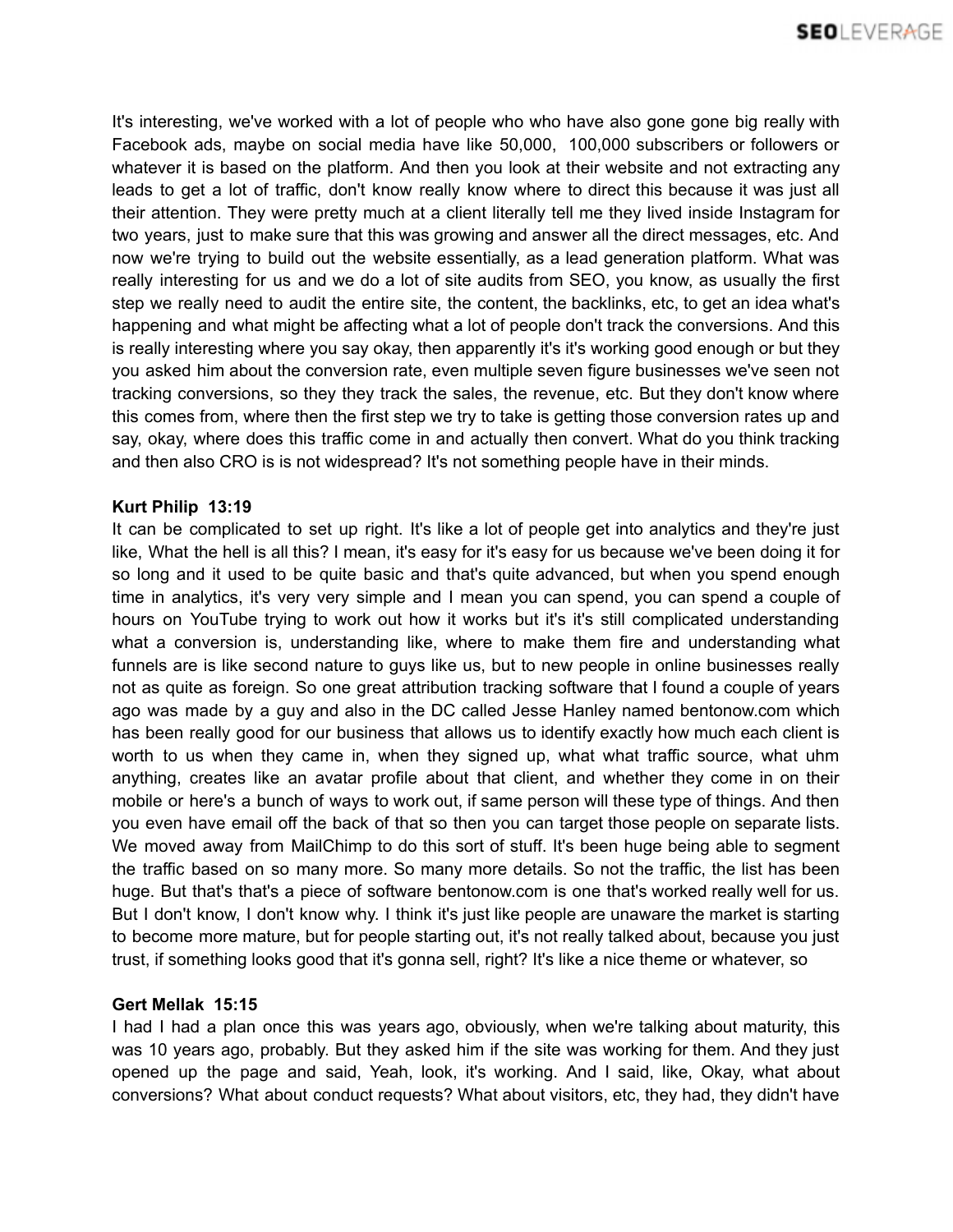It's interesting, we've worked with a lot of people who who have also gone gone big really with Facebook ads, maybe on social media have like 50,000, 100,000 subscribers or followers or whatever it is based on the platform. And then you look at their website and not extracting any leads to get a lot of traffic, don't know really know where to direct this because it was just all their attention. They were pretty much at a client literally tell me they lived inside Instagram for two years, just to make sure that this was growing and answer all the direct messages, etc. And now we're trying to build out the website essentially, as a lead generation platform. What was really interesting for us and we do a lot of site audits from SEO, you know, as usually the first step we really need to audit the entire site, the content, the backlinks, etc, to get an idea what's happening and what might be affecting what a lot of people don't track the conversions. And this is really interesting where you say okay, then apparently it's it's working good enough or but they you asked him about the conversion rate, even multiple seven figure businesses we've seen not tracking conversions, so they they track the sales, the revenue, etc. But they don't know where this comes from, where then the first step we try to take is getting those conversion rates up and say, okay, where does this traffic come in and actually then convert. What do you think tracking and then also CRO is is not widespread? It's not something people have in their minds.

**Kurt Philip 13:19**
It can be complicated to set up right. It's like a lot of people get into analytics and they're just like, What the hell is all this? I mean, it's easy for it's easy for us because we've been doing it for so long and it used to be quite basic and that's quite advanced, but when you spend enough time in analytics, it's very very simple and I mean you can spend, you can spend a couple of hours on YouTube trying to work out how it works but it's it's still complicated understanding what a conversion is, understanding like, where to make them fire and understanding what funnels are is like second nature to guys like us, but to new people in online businesses really not as quite as foreign. So one great attribution tracking software that I found a couple of years ago was made by a guy and also in the DC called Jesse Hanley named bentonow.com which has been really good for our business that allows us to identify exactly how much each client is worth to us when they came in, when they signed up, what what traffic source, what uhm anything, creates like an avatar profile about that client, and whether they come in on their mobile or here's a bunch of ways to work out, if same person will these type of things. And then you even have email off the back of that so then you can target those people on separate lists. We moved away from MailChimp to do this sort of stuff. It's been huge being able to segment the traffic based on so many more. So many more details. So not the traffic, the list has been huge. But that's that's a piece of software bentonow.com is one that's worked really well for us. But I don't know, I don't know why. I think it's just like people are unaware the market is starting to become more mature, but for people starting out, it's not really talked about, because you just trust, if something looks good that it's gonna sell, right? It's like a nice theme or whatever, so

**Gert Mellak 15:15**
I had I had a plan once this was years ago, obviously, when we're talking about maturity, this was 10 years ago, probably. But they asked him if the site was working for them. And they just opened up the page and said, Yeah, look, it's working. And I said, like, Okay, what about conversions? What about conduct requests? What about visitors, etc, they had, they didn't have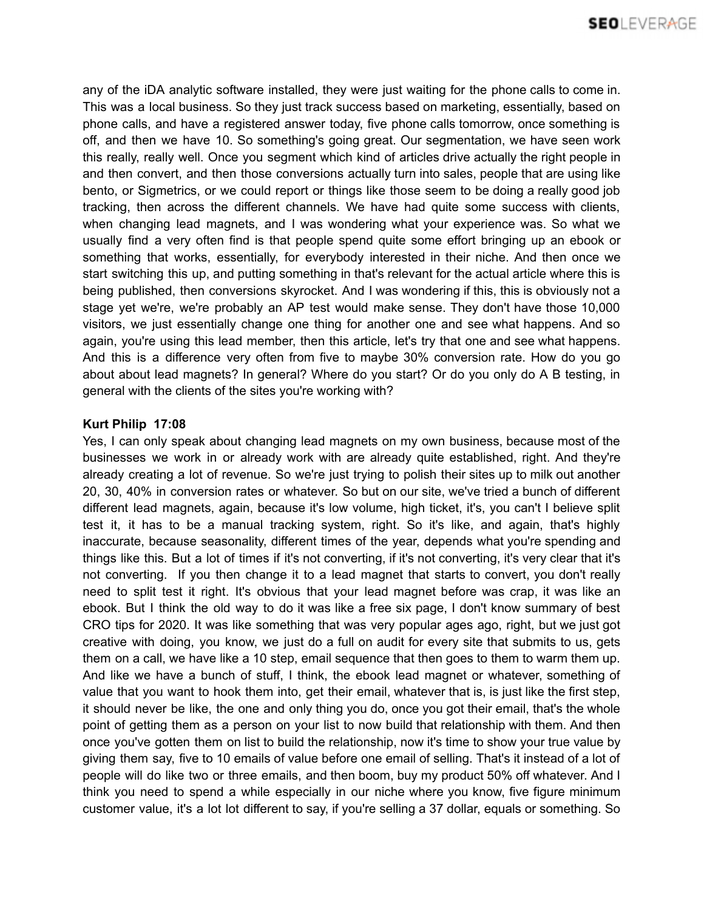any of the iDA analytic software installed, they were just waiting for the phone calls to come in. This was a local business. So they just track success based on marketing, essentially, based on phone calls, and have a registered answer today, five phone calls tomorrow, once something is off, and then we have 10. So something's going great. Our segmentation, we have seen work this really, really well. Once you segment which kind of articles drive actually the right people in and then convert, and then those conversions actually turn into sales, people that are using like bento, or Sigmetrics, or we could report or things like those seem to be doing a really good job tracking, then across the different channels. We have had quite some success with clients, when changing lead magnets, and I was wondering what your experience was. So what we usually find a very often find is that people spend quite some effort bringing up an ebook or something that works, essentially, for everybody interested in their niche. And then once we start switching this up, and putting something in that's relevant for the actual article where this is being published, then conversions skyrocket. And I was wondering if this, this is obviously not a stage yet we're, we're probably an AP test would make sense. They don't have those 10,000 visitors, we just essentially change one thing for another one and see what happens. And so again, you're using this lead member, then this article, let's try that one and see what happens. And this is a difference very often from five to maybe 30% conversion rate. How do you go about about lead magnets? In general? Where do you start? Or do you only do A B testing, in general with the clients of the sites you're working with?

**Kurt Philip 17:08**

Yes, I can only speak about changing lead magnets on my own business, because most of the businesses we work in or already work with are already quite established, right. And they're already creating a lot of revenue. So we're just trying to polish their sites up to milk out another 20, 30, 40% in conversion rates or whatever. So but on our site, we've tried a bunch of different different lead magnets, again, because it's low volume, high ticket, it's, you can't I believe split test it, it has to be a manual tracking system, right. So it's like, and again, that's highly inaccurate, because seasonality, different times of the year, depends what you're spending and things like this. But a lot of times if it's not converting, if it's not converting, it's very clear that it's not converting. If you then change it to a lead magnet that starts to convert, you don't really need to split test it right. It's obvious that your lead magnet before was crap, it was like an ebook. But I think the old way to do it was like a free six page, I don't know summary of best CRO tips for 2020. It was like something that was very popular ages ago, right, but we just got creative with doing, you know, we just do a full on audit for every site that submits to us, gets them on a call, we have like a 10 step, email sequence that then goes to them to warm them up. And like we have a bunch of stuff, I think, the ebook lead magnet or whatever, something of value that you want to hook them into, get their email, whatever that is, is just like the first step, it should never be like, the one and only thing you do, once you got their email, that's the whole point of getting them as a person on your list to now build that relationship with them. And then once you've gotten them on list to build the relationship, now it's time to show your true value by giving them say, five to 10 emails of value before one email of selling. That's it instead of a lot of people will do like two or three emails, and then boom, buy my product 50% off whatever. And I think you need to spend a while especially in our niche where you know, five figure minimum customer value, it's a lot lot different to say, if you're selling a 37 dollar, equals or something. So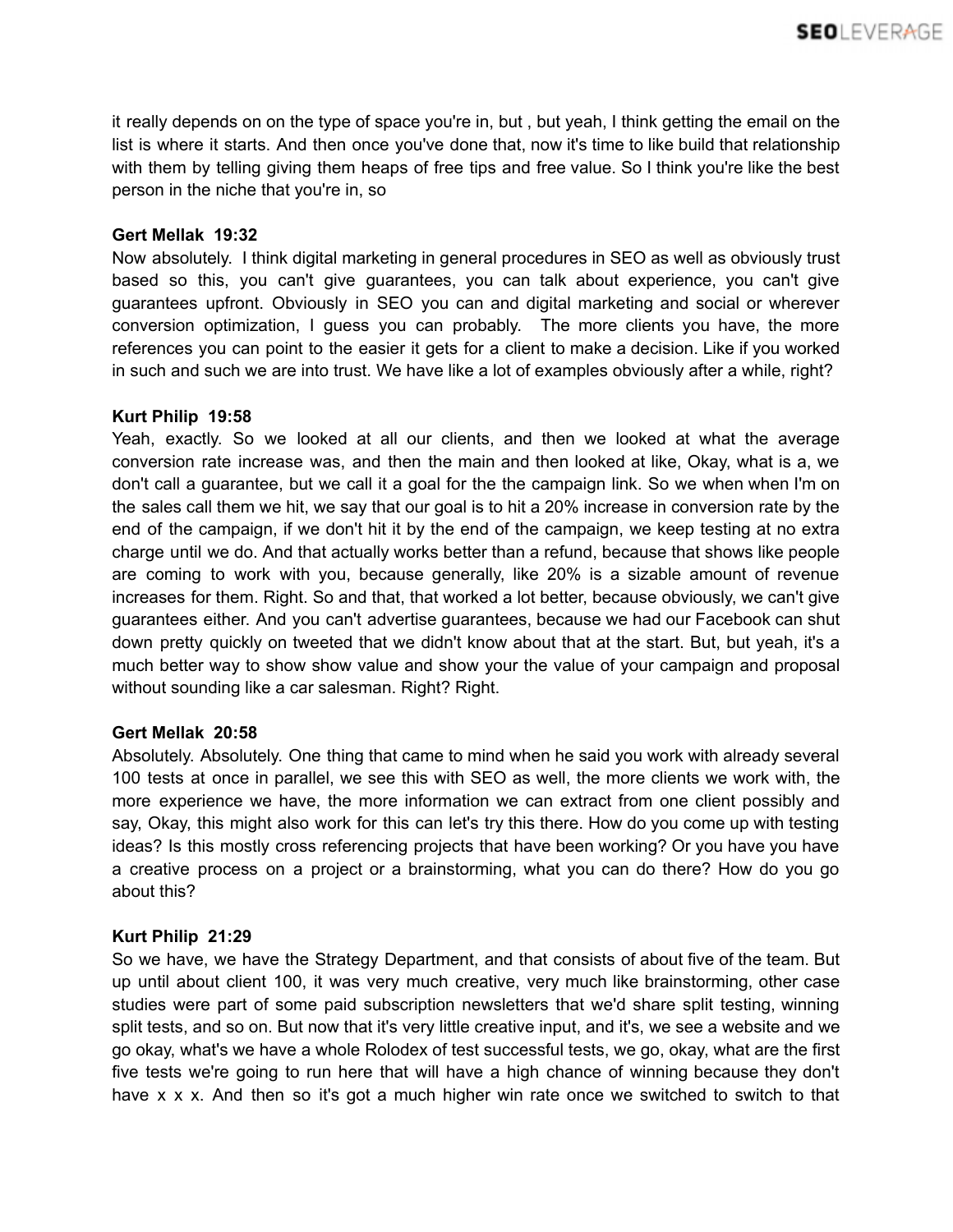it really depends on on the type of space you're in, but , but yeah, I think getting the email on the list is where it starts. And then once you've done that, now it's time to like build that relationship with them by telling giving them heaps of free tips and free value. So I think you're like the best person in the niche that you're in, so

**Gert Mellak 19:32**
Now absolutely. I think digital marketing in general procedures in SEO as well as obviously trust based so this, you can't give guarantees, you can talk about experience, you can't give guarantees upfront. Obviously in SEO you can and digital marketing and social or wherever conversion optimization, I guess you can probably. The more clients you have, the more references you can point to the easier it gets for a client to make a decision. Like if you worked in such and such we are into trust. We have like a lot of examples obviously after a while, right?

**Kurt Philip 19:58**
Yeah, exactly. So we looked at all our clients, and then we looked at what the average conversion rate increase was, and then the main and then looked at like, Okay, what is a, we don't call a guarantee, but we call it a goal for the the campaign link. So we when when I'm on the sales call them we hit, we say that our goal is to hit a 20% increase in conversion rate by the end of the campaign, if we don't hit it by the end of the campaign, we keep testing at no extra charge until we do. And that actually works better than a refund, because that shows like people are coming to work with you, because generally, like 20% is a sizable amount of revenue increases for them. Right. So and that, that worked a lot better, because obviously, we can't give guarantees either. And you can't advertise guarantees, because we had our Facebook can shut down pretty quickly on tweeted that we didn't know about that at the start. But, but yeah, it's a much better way to show show value and show your the value of your campaign and proposal without sounding like a car salesman. Right? Right.

**Gert Mellak 20:58**
Absolutely. Absolutely. One thing that came to mind when he said you work with already several 100 tests at once in parallel, we see this with SEO as well, the more clients we work with, the more experience we have, the more information we can extract from one client possibly and say, Okay, this might also work for this can let's try this there. How do you come up with testing ideas? Is this mostly cross referencing projects that have been working? Or you have you have a creative process on a project or a brainstorming, what you can do there? How do you go about this?

**Kurt Philip 21:29**
So we have, we have the Strategy Department, and that consists of about five of the team. But up until about client 100, it was very much creative, very much like brainstorming, other case studies were part of some paid subscription newsletters that we'd share split testing, winning split tests, and so on. But now that it's very little creative input, and it's, we see a website and we go okay, what's we have a whole Rolodex of test successful tests, we go, okay, what are the first five tests we're going to run here that will have a high chance of winning because they don't have x x x. And then so it's got a much higher win rate once we switched to switch to that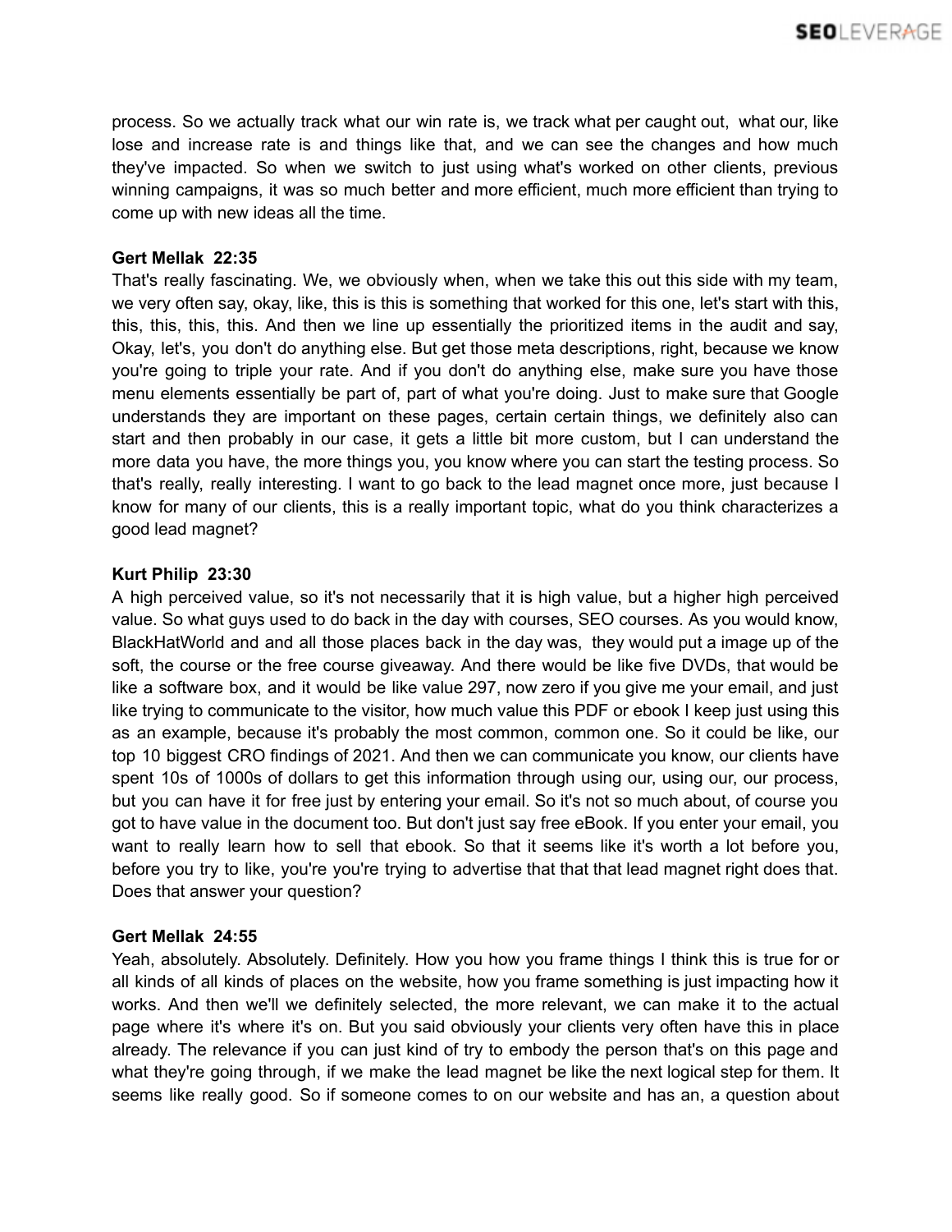process. So we actually track what our win rate is, we track what per caught out, what our, like lose and increase rate is and things like that, and we can see the changes and how much they've impacted. So when we switch to just using what's worked on other clients, previous winning campaigns, it was so much better and more efficient, much more efficient than trying to come up with new ideas all the time.

**Gert Mellak 22:35**
That's really fascinating. We, we obviously when, when we take this out this side with my team, we very often say, okay, like, this is this is something that worked for this one, let's start with this, this, this, this, this. And then we line up essentially the prioritized items in the audit and say, Okay, let's, you don't do anything else. But get those meta descriptions, right, because we know you're going to triple your rate. And if you don't do anything else, make sure you have those menu elements essentially be part of, part of what you're doing. Just to make sure that Google understands they are important on these pages, certain certain things, we definitely also can start and then probably in our case, it gets a little bit more custom, but I can understand the more data you have, the more things you, you know where you can start the testing process. So that's really, really interesting. I want to go back to the lead magnet once more, just because I know for many of our clients, this is a really important topic, what do you think characterizes a good lead magnet?

**Kurt Philip 23:30**
A high perceived value, so it's not necessarily that it is high value, but a higher high perceived value. So what guys used to do back in the day with courses, SEO courses. As you would know, BlackHatWorld and and all those places back in the day was, they would put a image up of the soft, the course or the free course giveaway. And there would be like five DVDs, that would be like a software box, and it would be like value 297, now zero if you give me your email, and just like trying to communicate to the visitor, how much value this PDF or ebook I keep just using this as an example, because it's probably the most common, common one. So it could be like, our top 10 biggest CRO findings of 2021. And then we can communicate you know, our clients have spent 10s of 1000s of dollars to get this information through using our, using our, our process, but you can have it for free just by entering your email. So it's not so much about, of course you got to have value in the document too. But don't just say free eBook. If you enter your email, you want to really learn how to sell that ebook. So that it seems like it's worth a lot before you, before you try to like, you're you're trying to advertise that that that lead magnet right does that. Does that answer your question?

**Gert Mellak 24:55**
Yeah, absolutely. Absolutely. Definitely. How you how you frame things I think this is true for or all kinds of all kinds of places on the website, how you frame something is just impacting how it works. And then we'll we definitely selected, the more relevant, we can make it to the actual page where it's where it's on. But you said obviously your clients very often have this in place already. The relevance if you can just kind of try to embody the person that's on this page and what they're going through, if we make the lead magnet be like the next logical step for them. It seems like really good. So if someone comes to on our website and has an, a question about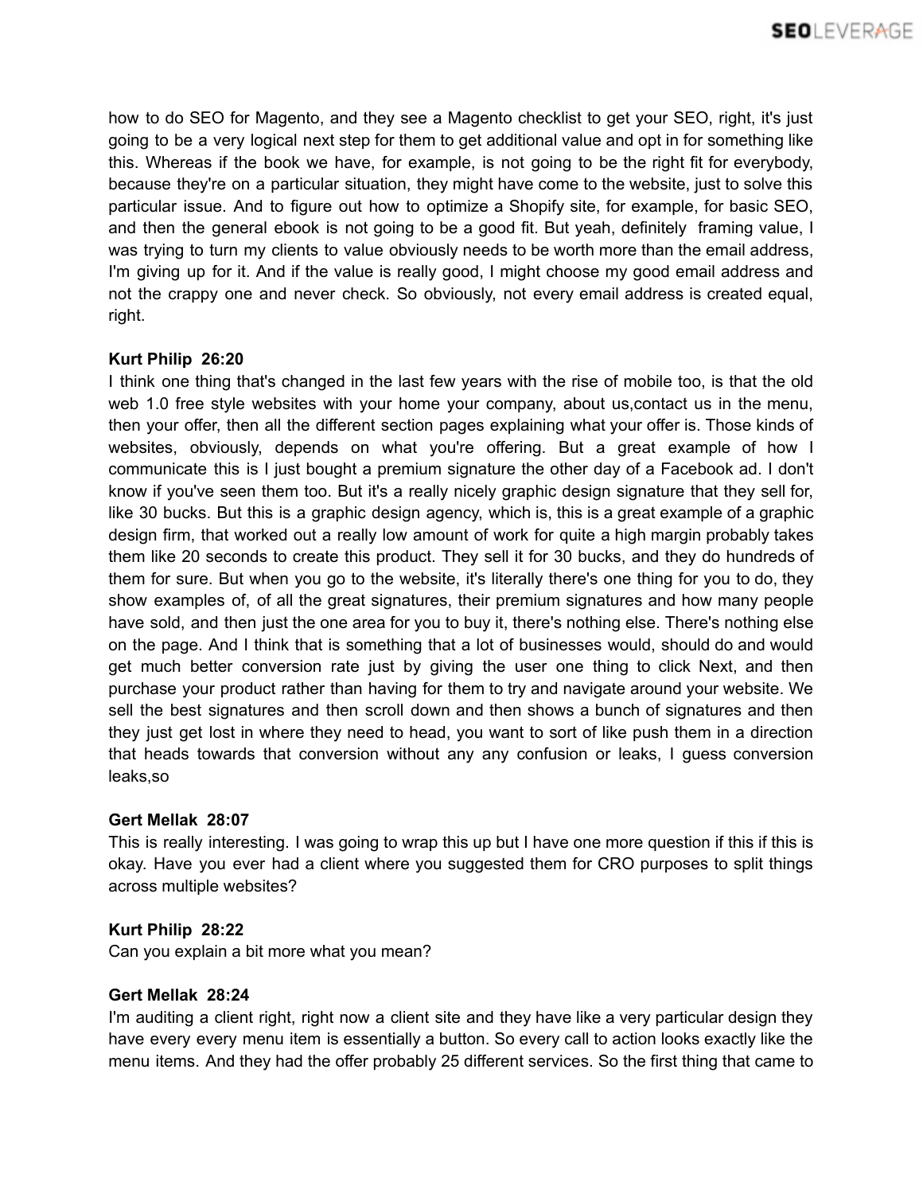how to do SEO for Magento, and they see a Magento checklist to get your SEO, right, it's just going to be a very logical next step for them to get additional value and opt in for something like this. Whereas if the book we have, for example, is not going to be the right fit for everybody, because they're on a particular situation, they might have come to the website, just to solve this particular issue. And to figure out how to optimize a Shopify site, for example, for basic SEO, and then the general ebook is not going to be a good fit. But yeah, definitely framing value, I was trying to turn my clients to value obviously needs to be worth more than the email address, I'm giving up for it. And if the value is really good, I might choose my good email address and not the crappy one and never check. So obviously, not every email address is created equal, right.

**Kurt Philip 26:20**
I think one thing that's changed in the last few years with the rise of mobile too, is that the old web 1.0 free style websites with your home your company, about us,contact us in the menu, then your offer, then all the different section pages explaining what your offer is. Those kinds of websites, obviously, depends on what you're offering. But a great example of how I communicate this is I just bought a premium signature the other day of a Facebook ad. I don't know if you've seen them too. But it's a really nicely graphic design signature that they sell for, like 30 bucks. But this is a graphic design agency, which is, this is a great example of a graphic design firm, that worked out a really low amount of work for quite a high margin probably takes them like 20 seconds to create this product. They sell it for 30 bucks, and they do hundreds of them for sure. But when you go to the website, it's literally there's one thing for you to do, they show examples of, of all the great signatures, their premium signatures and how many people have sold, and then just the one area for you to buy it, there's nothing else. There's nothing else on the page. And I think that is something that a lot of businesses would, should do and would get much better conversion rate just by giving the user one thing to click Next, and then purchase your product rather than having for them to try and navigate around your website. We sell the best signatures and then scroll down and then shows a bunch of signatures and then they just get lost in where they need to head, you want to sort of like push them in a direction that heads towards that conversion without any any confusion or leaks, I guess conversion leaks,so

**Gert Mellak 28:07**
This is really interesting. I was going to wrap this up but I have one more question if this if this is okay. Have you ever had a client where you suggested them for CRO purposes to split things across multiple websites?

**Kurt Philip 28:22**
Can you explain a bit more what you mean?

**Gert Mellak 28:24**
I'm auditing a client right, right now a client site and they have like a very particular design they have every every menu item is essentially a button. So every call to action looks exactly like the menu items. And they had the offer probably 25 different services. So the first thing that came to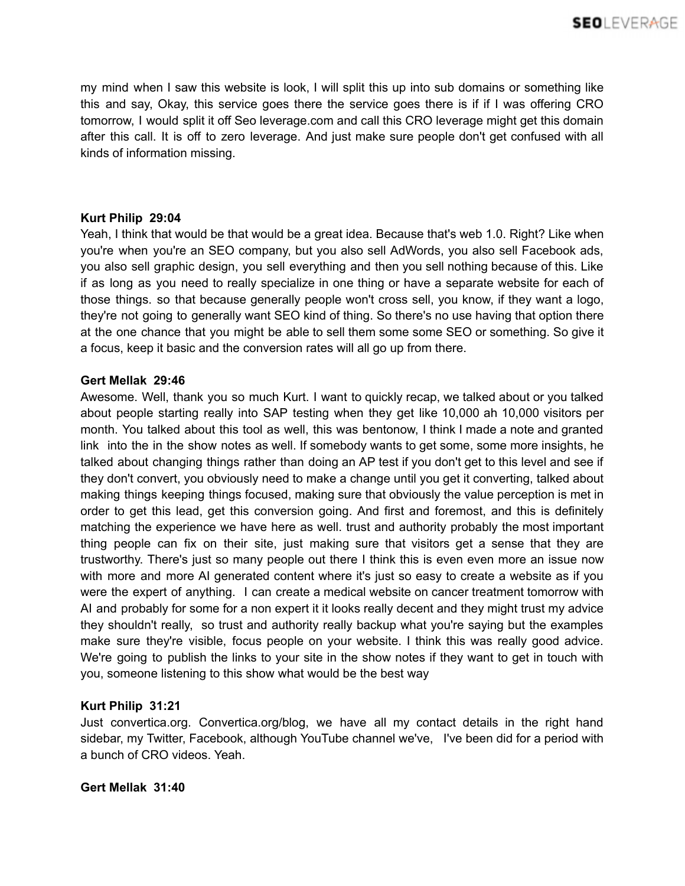my mind when I saw this website is look, I will split this up into sub domains or something like this and say, Okay, this service goes there the service goes there is if if I was offering CRO tomorrow, I would split it off Seo leverage.com and call this CRO leverage might get this domain after this call. It is off to zero leverage. And just make sure people don't get confused with all kinds of information missing.

**Kurt Philip 29:04**
Yeah, I think that would be that would be a great idea. Because that's web 1.0. Right? Like when you're when you're an SEO company, but you also sell AdWords, you also sell Facebook ads, you also sell graphic design, you sell everything and then you sell nothing because of this. Like if as long as you need to really specialize in one thing or have a separate website for each of those things. so that because generally people won't cross sell, you know, if they want a logo, they're not going to generally want SEO kind of thing. So there's no use having that option there at the one chance that you might be able to sell them some some SEO or something. So give it a focus, keep it basic and the conversion rates will all go up from there.

**Gert Mellak 29:46**
Awesome. Well, thank you so much Kurt. I want to quickly recap, we talked about or you talked about people starting really into SAP testing when they get like 10,000 ah 10,000 visitors per month. You talked about this tool as well, this was bentonow, I think I made a note and granted link into the in the show notes as well. If somebody wants to get some, some more insights, he talked about changing things rather than doing an AP test if you don't get to this level and see if they don't convert, you obviously need to make a change until you get it converting, talked about making things keeping things focused, making sure that obviously the value perception is met in order to get this lead, get this conversion going. And first and foremost, and this is definitely matching the experience we have here as well. trust and authority probably the most important thing people can fix on their site, just making sure that visitors get a sense that they are trustworthy. There's just so many people out there I think this is even even more an issue now with more and more AI generated content where it's just so easy to create a website as if you were the expert of anything. I can create a medical website on cancer treatment tomorrow with AI and probably for some for a non expert it it looks really decent and they might trust my advice they shouldn't really, so trust and authority really backup what you're saying but the examples make sure they're visible, focus people on your website. I think this was really good advice. We're going to publish the links to your site in the show notes if they want to get in touch with you, someone listening to this show what would be the best way

**Kurt Philip 31:21**
Just convertica.org. Convertica.org/blog, we have all my contact details in the right hand sidebar, my Twitter, Facebook, although YouTube channel we've, I've been did for a period with a bunch of CRO videos. Yeah.

**Gert Mellak 31:40**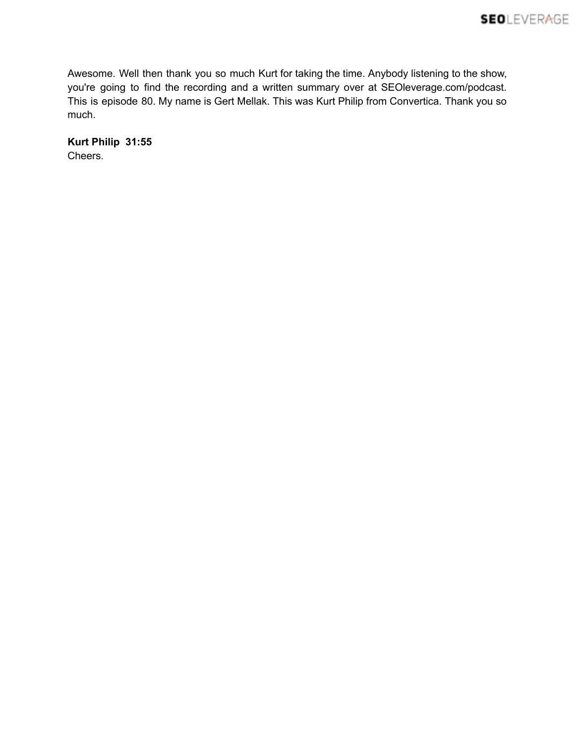Awesome. Well then thank you so much Kurt for taking the time. Anybody listening to the show, you're going to find the recording and a written summary over at SEOleverage.com/podcast. This is episode 80. My name is Gert Mellak. This was Kurt Philip from Convertica. Thank you so much.

**Kurt Philip  31:55**
Cheers.